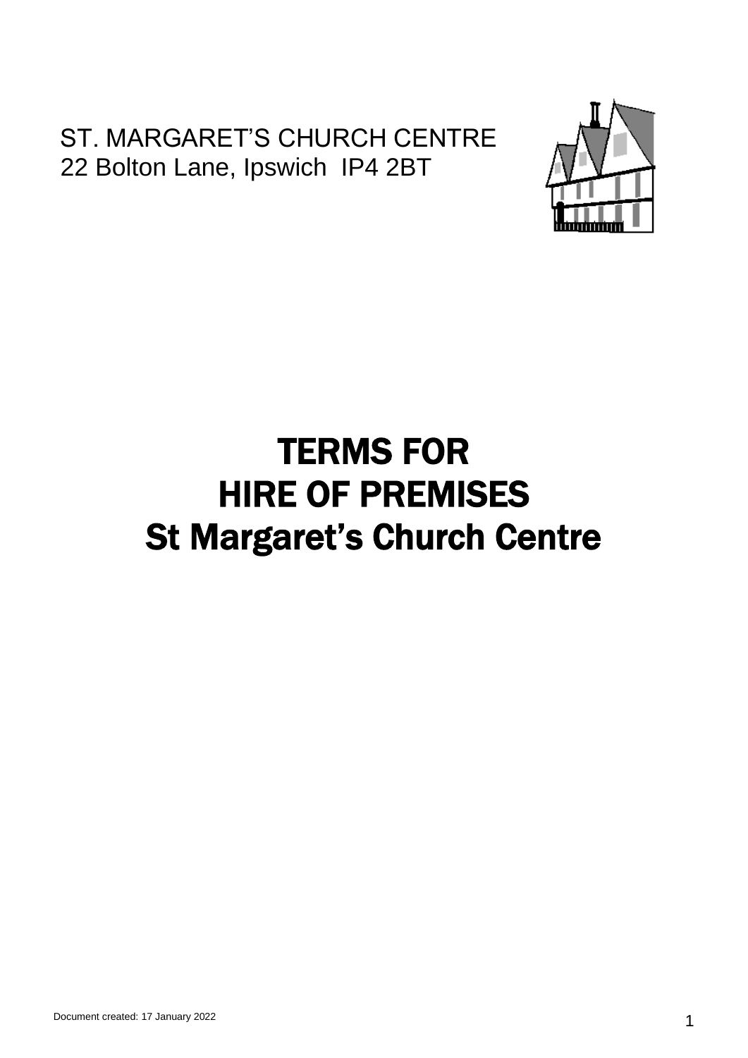ST. MARGARET'S CHURCH CENTRE
22 Bolton Lane, Ipswich IP4 2BT

# TERMS FOR HIRE OF PREMISES St Margaret's Church Centre

Document created: 17 January 2022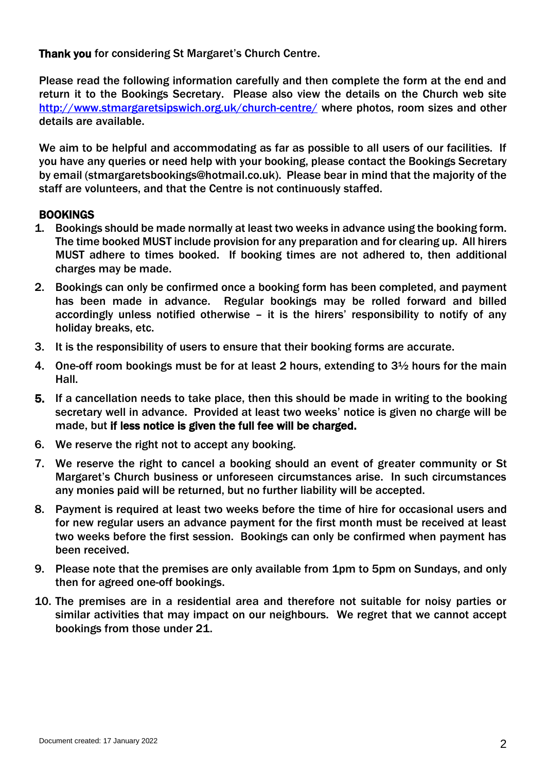**Thank you** for considering St Margaret's Church Centre.

Please read the following information carefully and then complete the form at the end and return it to the Bookings Secretary. Please also view the details on the Church web site [http://www.stmargaretsipswich.org.uk/church-centre/](http://www.stmargaretsipswich.org.uk/church-centre/) where photos, room sizes and other details are available.

We aim to be helpful and accommodating as far as possible to all users of our facilities. If you have any queries or need help with your booking, please contact the Bookings Secretary by email (stmargaretsbookings@hotmail.co.uk). Please bear in mind that the majority of the staff are volunteers, and that the Centre is not continuously staffed.

## BOOKINGS

1. Bookings should be made normally at least two weeks in advance using the booking form. The time booked MUST include provision for any preparation and for clearing up. All hirers MUST adhere to times booked. If booking times are not adhered to, then additional charges may be made.
2. Bookings can only be confirmed once a booking form has been completed, and payment has been made in advance. Regular bookings may be rolled forward and billed accordingly unless notified otherwise – it is the hirers' responsibility to notify of any holiday breaks, etc.
3. It is the responsibility of users to ensure that their booking forms are accurate.
4. One-off room bookings must be for at least 2 hours, extending to 3½ hours for the main Hall.
5. If a cancellation needs to take place, then this should be made in writing to the booking secretary well in advance. Provided at least two weeks' notice is given no charge will be made, but **if less notice is given the full fee will be charged.**
6. We reserve the right not to accept any booking.
7. We reserve the right to cancel a booking should an event of greater community or St Margaret's Church business or unforeseen circumstances arise. In such circumstances any monies paid will be returned, but no further liability will be accepted.
8. Payment is required at least two weeks before the time of hire for occasional users and for new regular users an advance payment for the first month must be received at least two weeks before the first session. Bookings can only be confirmed when payment has been received.
9. Please note that the premises are only available from 1pm to 5pm on Sundays, and only then for agreed one-off bookings.
10. The premises are in a residential area and therefore not suitable for noisy parties or similar activities that may impact on our neighbours. We regret that we cannot accept bookings from those under 21.

Document created: 17 January 2022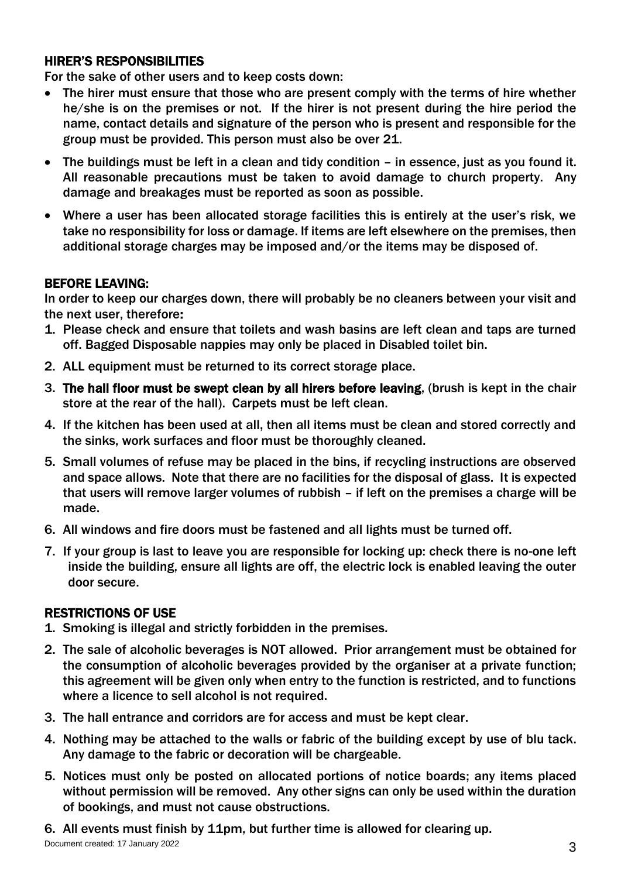## HIRER'S RESPONSIBILITIES

For the sake of other users and to keep costs down:

- The hirer must ensure that those who are present comply with the terms of hire whether he/she is on the premises or not. If the hirer is not present during the hire period the name, contact details and signature of the person who is present and responsible for the group must be provided. This person must also be over 21.
- The buildings must be left in a clean and tidy condition – in essence, just as you found it. All reasonable precautions must be taken to avoid damage to church property. Any damage and breakages must be reported as soon as possible.
- Where a user has been allocated storage facilities this is entirely at the user's risk, we take no responsibility for loss or damage. If items are left elsewhere on the premises, then additional storage charges may be imposed and/or the items may be disposed of.

## BEFORE LEAVING:

In order to keep our charges down, there will probably be no cleaners between your visit and the next user, therefore:

1. Please check and ensure that toilets and wash basins are left clean and taps are turned off. Bagged Disposable nappies may only be placed in Disabled toilet bin.
2. ALL equipment must be returned to its correct storage place.
3. **The hall floor must be swept clean by all hirers before leaving**, (brush is kept in the chair store at the rear of the hall). Carpets must be left clean.
4. If the kitchen has been used at all, then all items must be clean and stored correctly and the sinks, work surfaces and floor must be thoroughly cleaned.
5. Small volumes of refuse may be placed in the bins, if recycling instructions are observed and space allows. Note that there are no facilities for the disposal of glass. It is expected that users will remove larger volumes of rubbish – if left on the premises a charge will be made.
6. All windows and fire doors must be fastened and all lights must be turned off.
7. If your group is last to leave you are responsible for locking up: check there is no-one left inside the building, ensure all lights are off, the electric lock is enabled leaving the outer door secure.

## RESTRICTIONS OF USE

1. Smoking is illegal and strictly forbidden in the premises.
2. The sale of alcoholic beverages is NOT allowed. Prior arrangement must be obtained for the consumption of alcoholic beverages provided by the organiser at a private function; this agreement will be given only when entry to the function is restricted, and to functions where a licence to sell alcohol is not required.
3. The hall entrance and corridors are for access and must be kept clear.
4. Nothing may be attached to the walls or fabric of the building except by use of blu tack. Any damage to the fabric or decoration will be chargeable.
5. Notices must only be posted on allocated portions of notice boards; any items placed without permission will be removed. Any other signs can only be used within the duration of bookings, and must not cause obstructions.
6. All events must finish by 11pm, but further time is allowed for clearing up.

Document created: 17 January 2022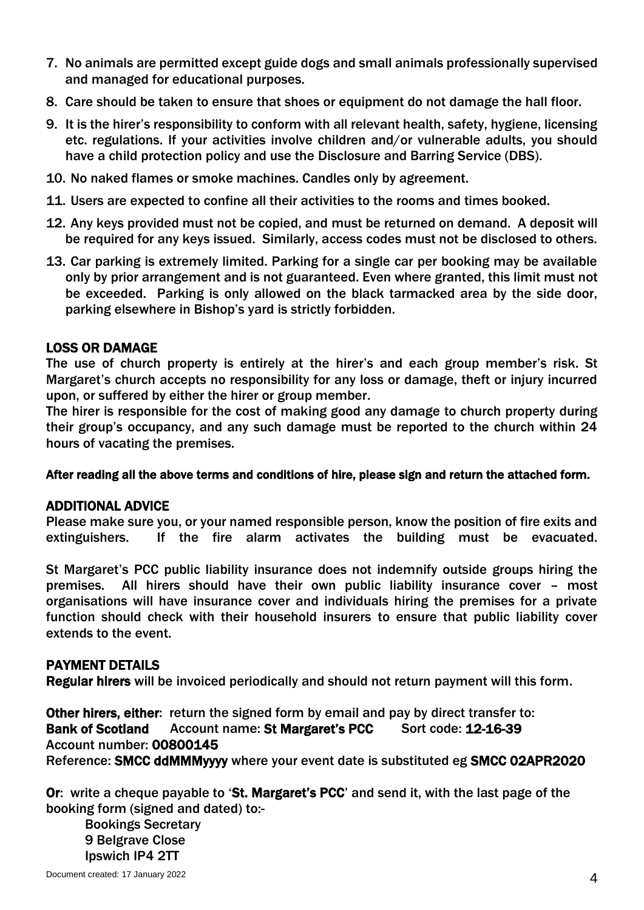7. No animals are permitted except guide dogs and small animals professionally supervised and managed for educational purposes.
8. Care should be taken to ensure that shoes or equipment do not damage the hall floor.
9. It is the hirer's responsibility to conform with all relevant health, safety, hygiene, licensing etc. regulations. If your activities involve children and/or vulnerable adults, you should have a child protection policy and use the Disclosure and Barring Service (DBS).
10. No naked flames or smoke machines. Candles only by agreement.
11. Users are expected to confine all their activities to the rooms and times booked.
12. Any keys provided must not be copied, and must be returned on demand. A deposit will be required for any keys issued. Similarly, access codes must not be disclosed to others.
13. Car parking is extremely limited. Parking for a single car per booking may be available only by prior arrangement and is not guaranteed. Even where granted, this limit must not be exceeded. Parking is only allowed on the black tarmacked area by the side door, parking elsewhere in Bishop's yard is strictly forbidden.

## LOSS OR DAMAGE

The use of church property is entirely at the hirer's and each group member's risk. St Margaret's church accepts no responsibility for any loss or damage, theft or injury incurred upon, or suffered by either the hirer or group member.

The hirer is responsible for the cost of making good any damage to church property during their group's occupancy, and any such damage must be reported to the church within 24 hours of vacating the premises.

**After reading all the above terms and conditions of hire, please sign and return the attached form.**

## ADDITIONAL ADVICE

Please make sure you, or your named responsible person, know the position of fire exits and extinguishers. If the fire alarm activates the building must be evacuated.

St Margaret's PCC public liability insurance does not indemnify outside groups hiring the premises. All hirers should have their own public liability insurance cover – most organisations will have insurance cover and individuals hiring the premises for a private function should check with their household insurers to ensure that public liability cover extends to the event.

## PAYMENT DETAILS

**Regular hirers** will be invoiced periodically and should not return payment will this form.

**Other hirers, either**: return the signed form by email and pay by direct transfer to:
**Bank of Scotland** Account name: **St Margaret's PCC** Sort code: **12-16-39**
Account number: **00800145**
Reference: **SMCC ddMMMyyyy** where your event date is substituted eg **SMCC 02APR2020**

**Or**: write a cheque payable to '**St. Margaret's PCC**' and send it, with the last page of the booking form (signed and dated) to:-

Bookings Secretary
9 Belgrave Close
Ipswich IP4 2TT

Document created: 17 January 2022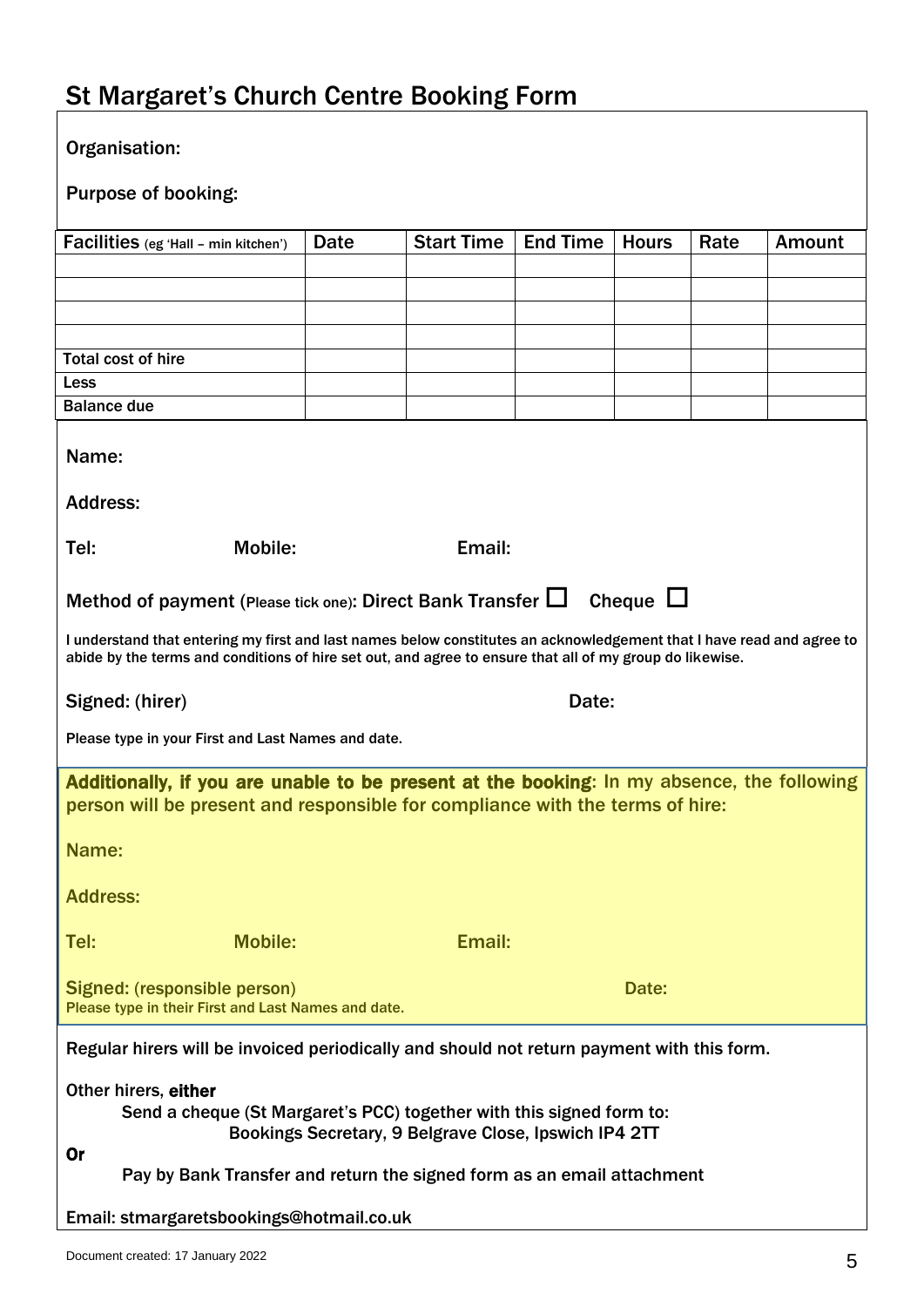# St Margaret's Church Centre Booking Form

Organisation:

Purpose of booking:

| Facilities (eg 'Hall – min kitchen') | Date | Start Time | End Time | Hours | Rate | Amount |
|---|---|---|---|---|---|---|
| | | | | | | |
| | | | | | | |
| | | | | | | |
| | | | | | | |
| Total cost of hire | | | | | | |
| Less | | | | | | |
| Balance due | | | | | | |

Name:

Address:

Tel: Mobile: Email:

Method of payment (Please tick one): Direct Bank Transfer ☐ Cheque ☐

I understand that entering my first and last names below constitutes an acknowledgement that I have read and agree to abide by the terms and conditions of hire set out, and agree to ensure that all of my group do likewise.

Signed: (hirer) Date:

Please type in your First and Last Names and date.

**Additionally, if you are unable to be present at the booking**: In my absence, the following person will be present and responsible for compliance with the terms of hire:

Name:

Address:

Tel: Mobile: Email:

Signed: (responsible person) Date:

Please type in their First and Last Names and date.

Regular hirers will be invoiced periodically and should not return payment with this form.

Other hirers, **either**

Send a cheque (St Margaret's PCC) together with this signed form to:
Bookings Secretary, 9 Belgrave Close, Ipswich IP4 2TT

**Or**

Pay by Bank Transfer and return the signed form as an email attachment

Email: stmargaretsbookings@hotmail.co.uk

Document created: 17 January 2022